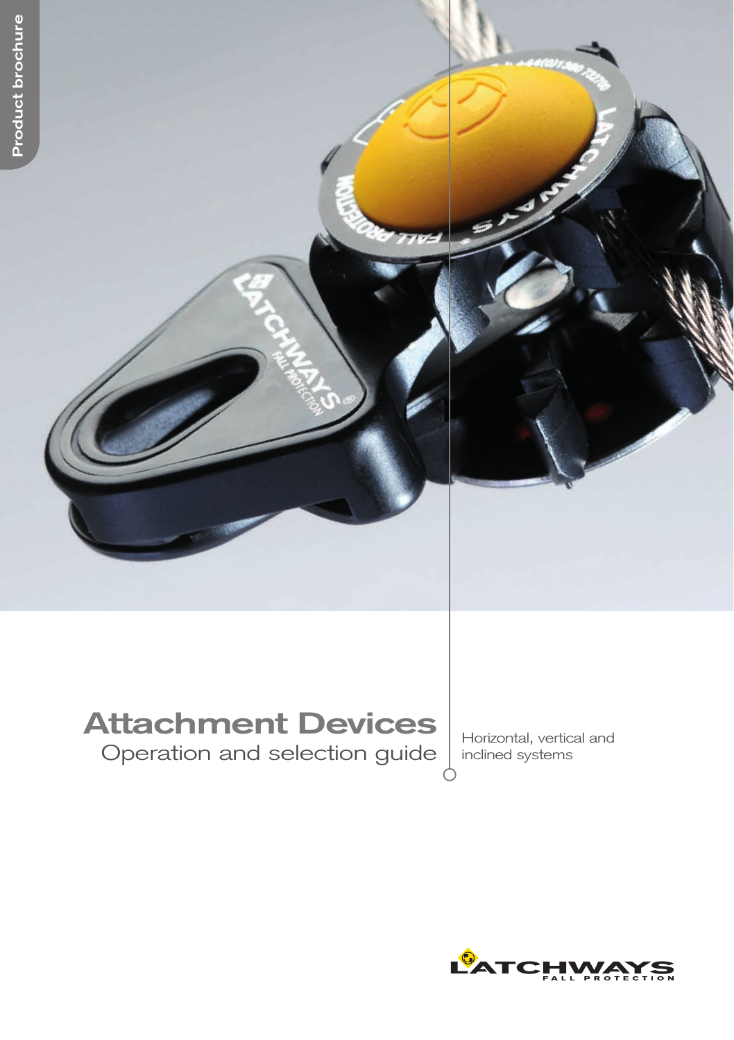Product brochure

# Attachment Devices

## Operation and selection guide

Horizontal, vertical and inclined systems

LATCHWAYS FALL PROTECTION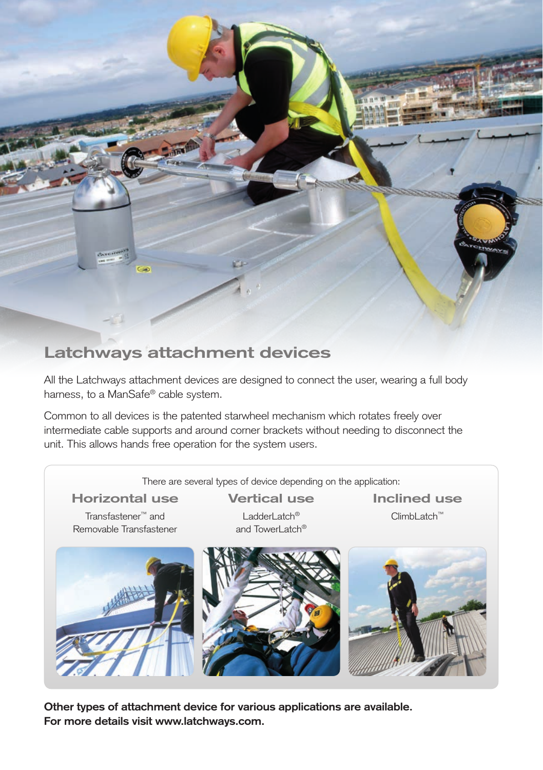# Latchways attachment devices

All the Latchways attachment devices are designed to connect the user, wearing a full body harness, to a ManSafe® cable system.

Common to all devices is the patented starwheel mechanism which rotates freely over intermediate cable supports and around corner brackets without needing to disconnect the unit. This allows hands free operation for the system users.

There are several types of device depending on the application:

| Horizontal use | Vertical use | Inclined use |
| --- | --- | --- |
| Transfastener™ and Removable Transfastener | LadderLatch® and TowerLatch® | ClimbLatch™ |

**Other types of attachment device for various applications are available.**
**For more details visit www.latchways.com.**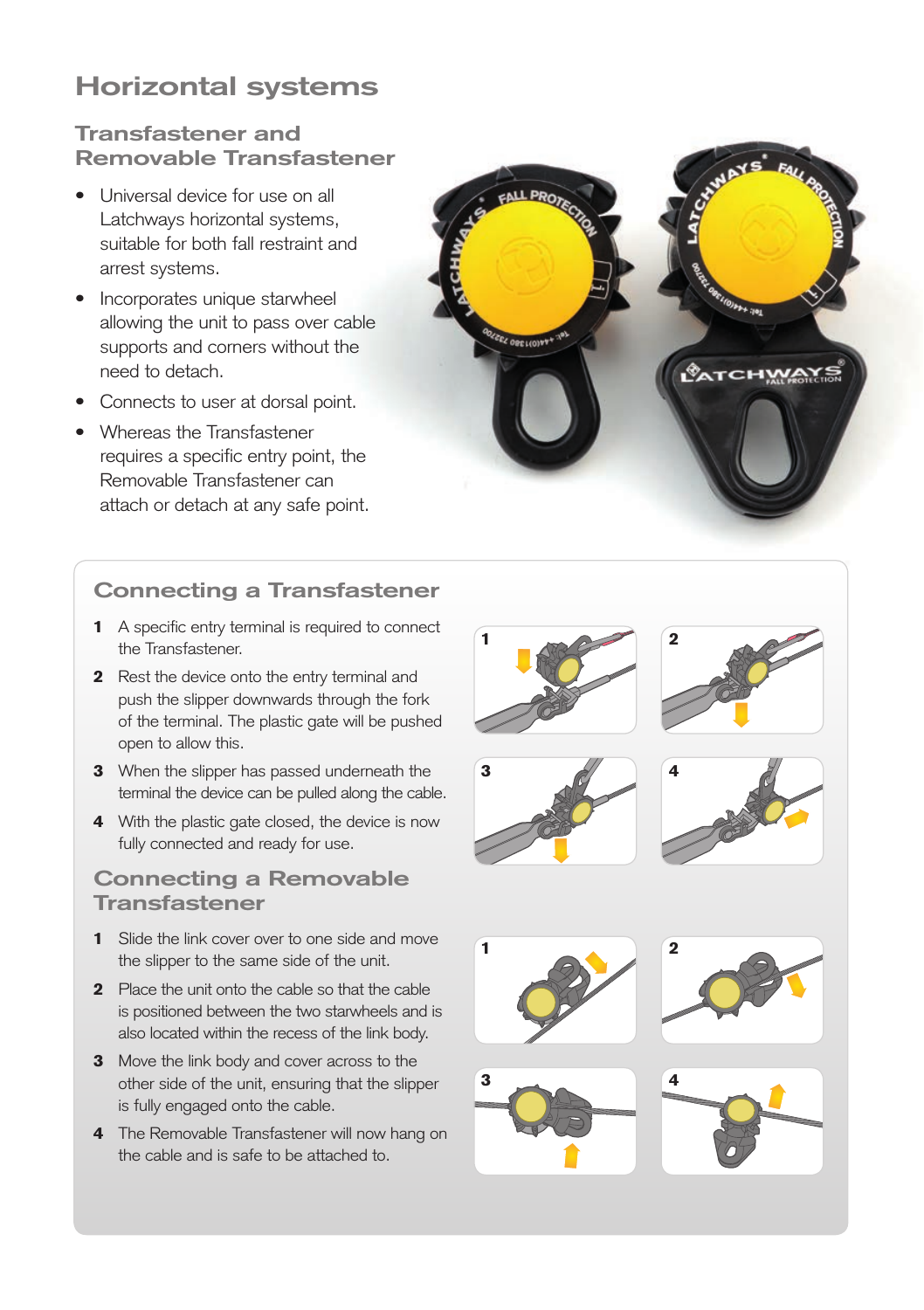# Horizontal systems

## Transfastener and Removable Transfastener

- Universal device for use on all Latchways horizontal systems, suitable for both fall restraint and arrest systems.
- Incorporates unique starwheel allowing the unit to pass over cable supports and corners without the need to detach.
- Connects to user at dorsal point.
- Whereas the Transfastener requires a specific entry point, the Removable Transfastener can attach or detach at any safe point.

## Connecting a Transfastener

1. A specific entry terminal is required to connect the Transfastener.
2. Rest the device onto the entry terminal and push the slipper downwards through the fork of the terminal. The plastic gate will be pushed open to allow this.
3. When the slipper has passed underneath the terminal the device can be pulled along the cable.
4. With the plastic gate closed, the device is now fully connected and ready for use.

## Connecting a Removable Transfastener

1. Slide the link cover over to one side and move the slipper to the same side of the unit.
2. Place the unit onto the cable so that the cable is positioned between the two starwheels and is also located within the recess of the link body.
3. Move the link body and cover across to the other side of the unit, ensuring that the slipper is fully engaged onto the cable.
4. The Removable Transfastener will now hang on the cable and is safe to be attached to.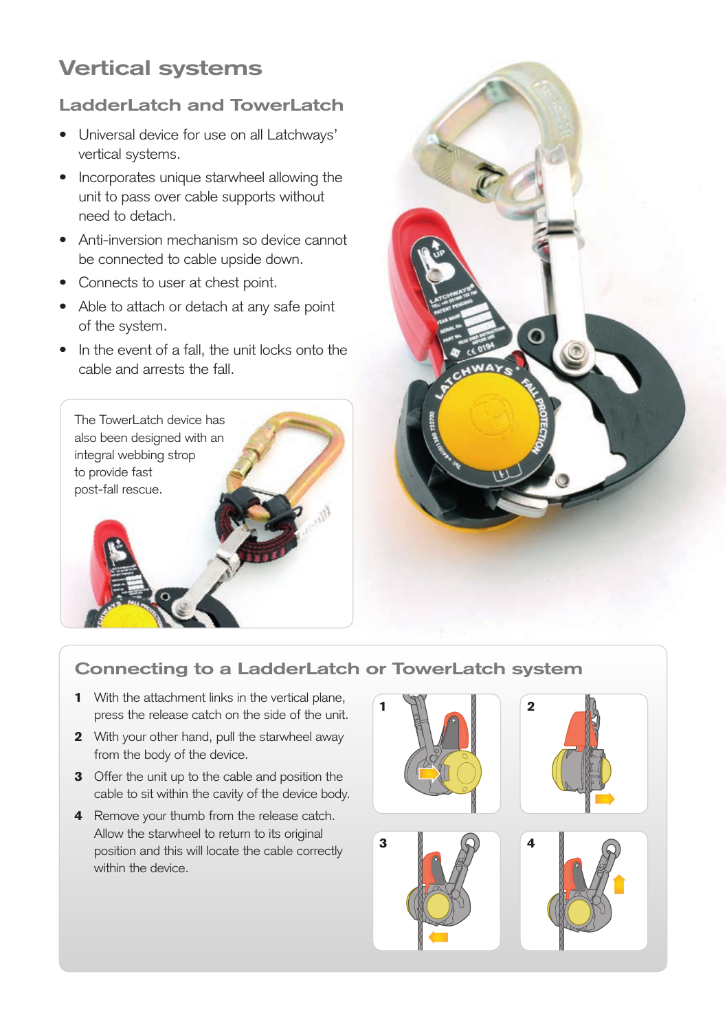# Vertical systems

## LadderLatch and TowerLatch

- Universal device for use on all Latchways' vertical systems.
- Incorporates unique starwheel allowing the unit to pass over cable supports without need to detach.
- Anti-inversion mechanism so device cannot be connected to cable upside down.
- Connects to user at chest point.
- Able to attach or detach at any safe point of the system.
- In the event of a fall, the unit locks onto the cable and arrests the fall.

The TowerLatch device has also been designed with an integral webbing strop to provide fast post-fall rescue.

## Connecting to a LadderLatch or TowerLatch system

1. With the attachment links in the vertical plane, press the release catch on the side of the unit.
2. With your other hand, pull the starwheel away from the body of the device.
3. Offer the unit up to the cable and position the cable to sit within the cavity of the device body.
4. Remove your thumb from the release catch. Allow the starwheel to return to its original position and this will locate the cable correctly within the device.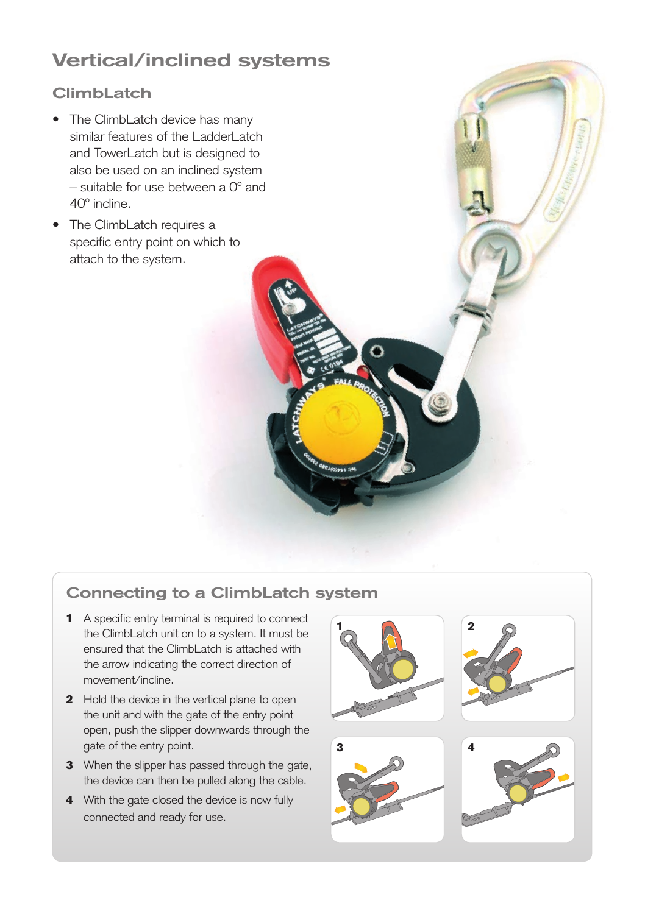# Vertical/inclined systems

## ClimbLatch

- The ClimbLatch device has many similar features of the LadderLatch and TowerLatch but is designed to also be used on an inclined system – suitable for use between a 0° and 40° incline.
- The ClimbLatch requires a specific entry point on which to attach to the system.

## Connecting to a ClimbLatch system

1. A specific entry terminal is required to connect the ClimbLatch unit on to a system. It must be ensured that the ClimbLatch is attached with the arrow indicating the correct direction of movement/incline.
2. Hold the device in the vertical plane to open the unit and with the gate of the entry point open, push the slipper downwards through the gate of the entry point.
3. When the slipper has passed through the gate, the device can then be pulled along the cable.
4. With the gate closed the device is now fully connected and ready for use.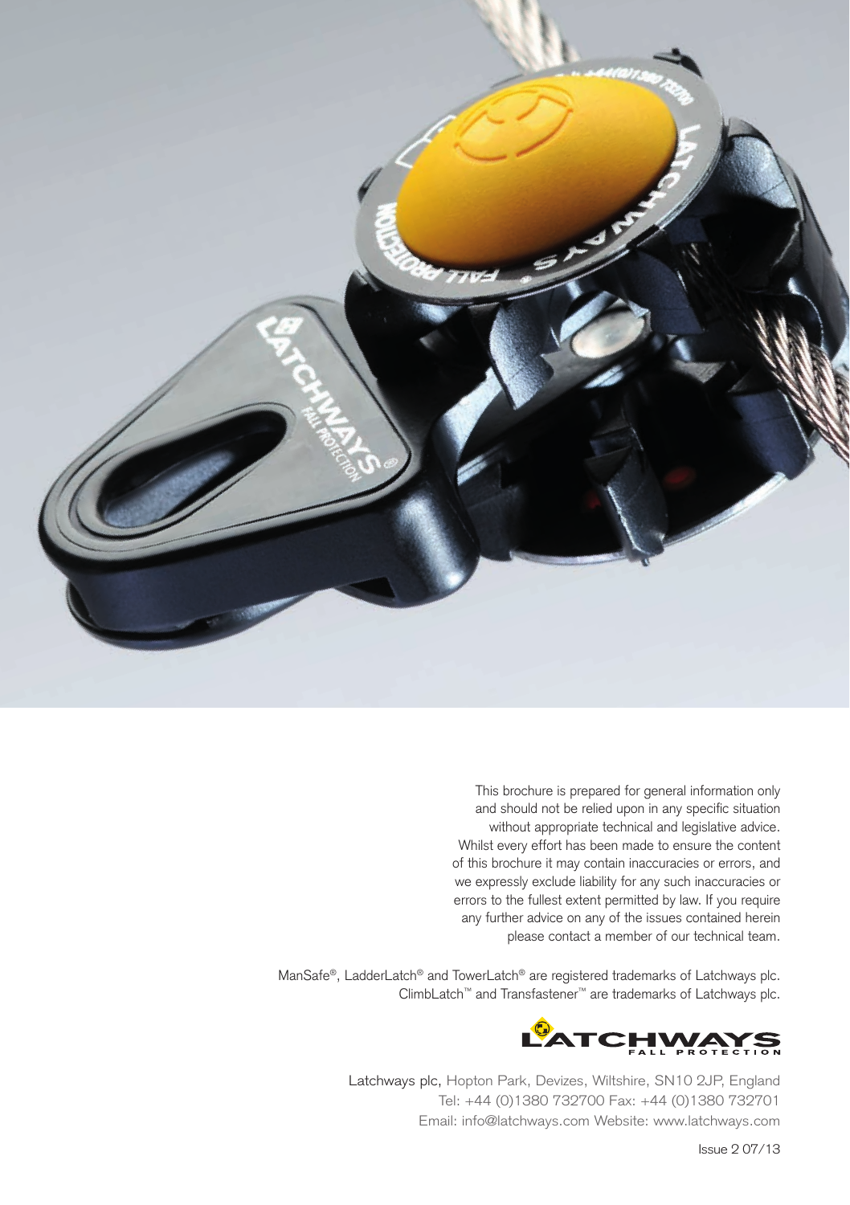This brochure is prepared for general information only and should not be relied upon in any specific situation without appropriate technical and legislative advice. Whilst every effort has been made to ensure the content of this brochure it may contain inaccuracies or errors, and we expressly exclude liability for any such inaccuracies or errors to the fullest extent permitted by law. If you require any further advice on any of the issues contained herein please contact a member of our technical team.

ManSafe®, LadderLatch® and TowerLatch® are registered trademarks of Latchways plc. ClimbLatch™ and Transfastener™ are trademarks of Latchways plc.

LATCHWAYS FALL PROTECTION

Latchways plc, Hopton Park, Devizes, Wiltshire, SN10 2JP, England
Tel: +44 (0)1380 732700 Fax: +44 (0)1380 732701
Email: info@latchways.com Website: www.latchways.com

Issue 2 07/13